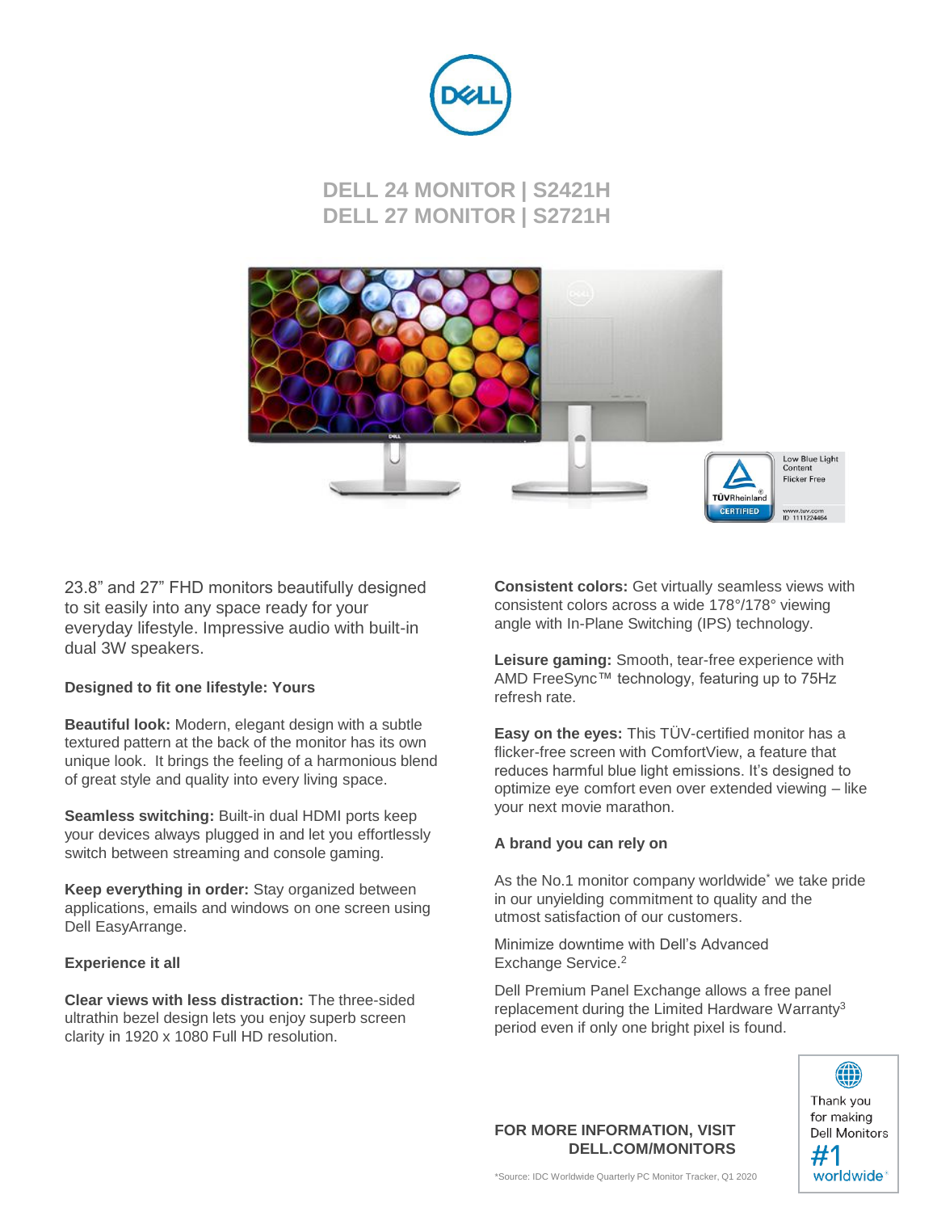# DELL 24 MONITOR | S2421H
# DELL 27 MONITOR | S2721H

23.8" and 27" FHD monitors beautifully designed to sit easily into any space ready for your everyday lifestyle. Impressive audio with built-in dual 3W speakers.

### Designed to fit one lifestyle: Yours

**Beautiful look:** Modern, elegant design with a subtle textured pattern at the back of the monitor has its own unique look. It brings the feeling of a harmonious blend of great style and quality into every living space.

**Seamless switching:** Built-in dual HDMI ports keep your devices always plugged in and let you effortlessly switch between streaming and console gaming.

**Keep everything in order:** Stay organized between applications, emails and windows on one screen using Dell EasyArrange.

### Experience it all

**Clear views with less distraction:** The three-sided ultrathin bezel design lets you enjoy superb screen clarity in 1920 x 1080 Full HD resolution.

**Consistent colors:** Get virtually seamless views with consistent colors across a wide 178°/178° viewing angle with In-Plane Switching (IPS) technology.

**Leisure gaming:** Smooth, tear-free experience with AMD FreeSync™ technology, featuring up to 75Hz refresh rate.

**Easy on the eyes:** This TÜV-certified monitor has a flicker-free screen with ComfortView, a feature that reduces harmful blue light emissions. It's designed to optimize eye comfort even over extended viewing – like your next movie marathon.

### A brand you can rely on

As the No.1 monitor company worldwide* we take pride in our unyielding commitment to quality and the utmost satisfaction of our customers.

Minimize downtime with Dell's Advanced Exchange Service.[2]

Dell Premium Panel Exchange allows a free panel replacement during the Limited Hardware Warranty[3] period even if only one bright pixel is found.

**FOR MORE INFORMATION, VISIT DELL.COM/MONITORS**

Thank you for making Dell Monitors #1 worldwide*

*Source: IDC Worldwide Quarterly PC Monitor Tracker, Q1 2020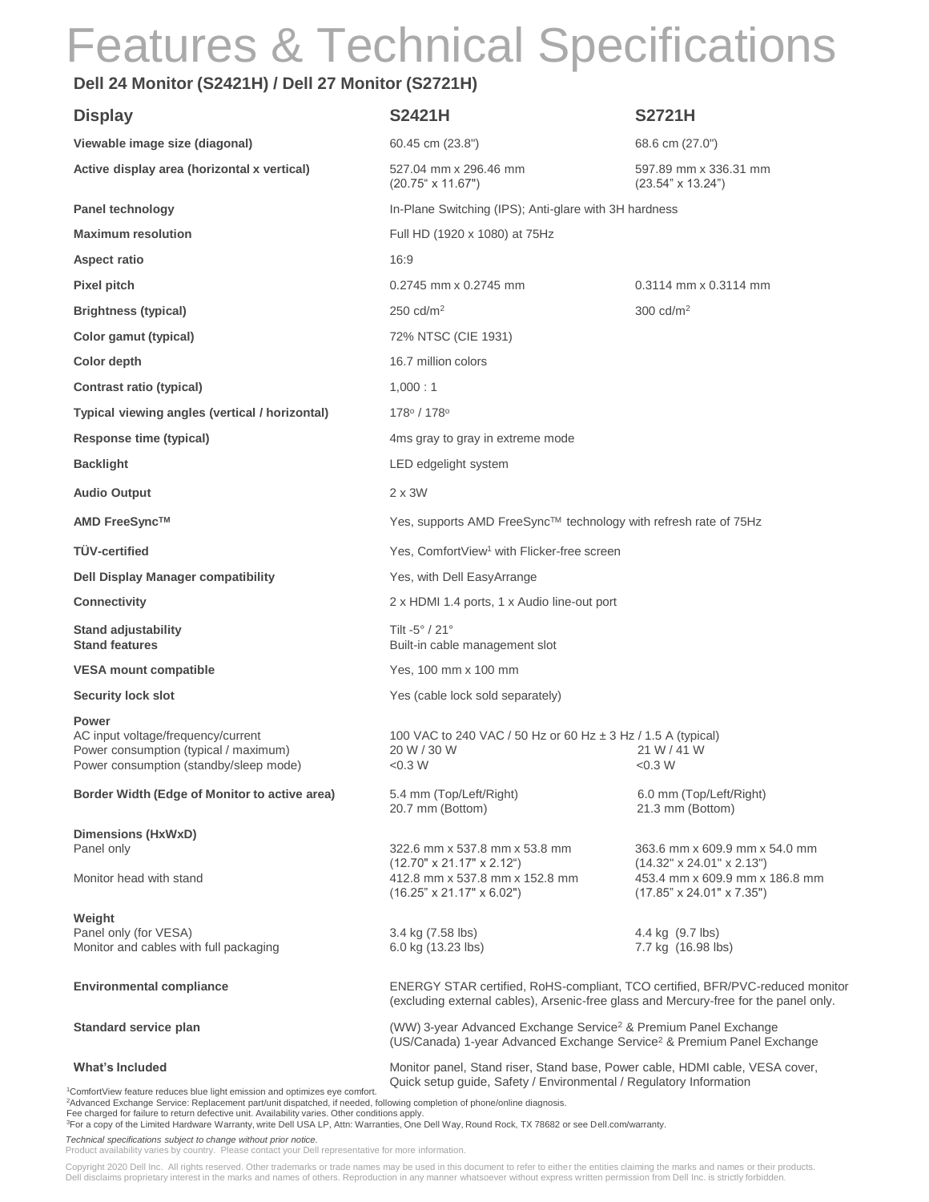# Features & Technical Specifications

**Dell 24 Monitor (S2421H) / Dell 27 Monitor (S2721H)**

| Display | S2421H | S2721H |
|---|---|---|
| **Viewable image size (diagonal)** | 60.45 cm (23.8") | 68.6 cm (27.0") |
| **Active display area (horizontal x vertical)** | 527.04 mm x 296.46 mm (20.75" x 11.67") | 597.89 mm x 336.31 mm (23.54" x 13.24") |
| **Panel technology** | In-Plane Switching (IPS); Anti-glare with 3H hardness | |
| **Maximum resolution** | Full HD (1920 x 1080) at 75Hz | |
| **Aspect ratio** | 16:9 | |
| **Pixel pitch** | 0.2745 mm x 0.2745 mm | 0.3114 mm x 0.3114 mm |
| **Brightness (typical)** | 250 cd/m² | 300 cd/m² |
| **Color gamut (typical)** | 72% NTSC (CIE 1931) | |
| **Color depth** | 16.7 million colors | |
| **Contrast ratio (typical)** | 1,000 : 1 | |
| **Typical viewing angles (vertical / horizontal)** | 178° / 178° | |
| **Response time (typical)** | 4ms gray to gray in extreme mode | |
| **Backlight** | LED edgelight system | |
| **Audio Output** | 2 x 3W | |
| **AMD FreeSync™** | Yes, supports AMD FreeSync™ technology with refresh rate of 75Hz | |
| **TÜV-certified** | Yes, ComfortView[1] with Flicker-free screen | |
| **Dell Display Manager compatibility** | Yes, with Dell EasyArrange | |
| **Connectivity** | 2 x HDMI 1.4 ports, 1 x Audio line-out port | |
| **Stand adjustability** | Tilt -5° / 21° | |
| **Stand features** | Built-in cable management slot | |
| **VESA mount compatible** | Yes, 100 mm x 100 mm | |
| **Security lock slot** | Yes (cable lock sold separately) | |
| **Power** | | |
| AC input voltage/frequency/current | 100 VAC to 240 VAC / 50 Hz or 60 Hz ± 3 Hz / 1.5 A (typical) | |
| Power consumption (typical / maximum) | 20 W / 30 W | 21 W / 41 W |
| Power consumption (standby/sleep mode) | <0.3 W | <0.3 W |
| **Border Width (Edge of Monitor to active area)** | 5.4 mm (Top/Left/Right) 20.7 mm (Bottom) | 6.0 mm (Top/Left/Right) 21.3 mm (Bottom) |
| **Dimensions (HxWxD)** | | |
| Panel only | 322.6 mm x 537.8 mm x 53.8 mm (12.70" x 21.17" x 2.12") | 363.6 mm x 609.9 mm x 54.0 mm (14.32" x 24.01" x 2.13") |
| Monitor head with stand | 412.8 mm x 537.8 mm x 152.8 mm (16.25" x 21.17" x 6.02") | 453.4 mm x 609.9 mm x 186.8 mm (17.85" x 24.01" x 7.35") |
| **Weight** | | |
| Panel only (for VESA) | 3.4 kg (7.58 lbs) | 4.4 kg (9.7 lbs) |
| Monitor and cables with full packaging | 6.0 kg (13.23 lbs) | 7.7 kg (16.98 lbs) |
| **Environmental compliance** | ENERGY STAR certified, RoHS-compliant, TCO certified, BFR/PVC-reduced monitor (excluding external cables), Arsenic-free glass and Mercury-free for the panel only. | |
| **Standard service plan** | (WW) 3-year Advanced Exchange Service[2] & Premium Panel Exchange (US/Canada) 1-year Advanced Exchange Service[2] & Premium Panel Exchange | |
| **What's Included** | Monitor panel, Stand riser, Stand base, Power cable, HDMI cable, VESA cover, Quick setup guide, Safety / Environmental / Regulatory Information | |

[1]ComfortView feature reduces blue light emission and optimizes eye comfort.
[2]Advanced Exchange Service: Replacement part/unit dispatched, if needed, following completion of phone/online diagnosis.
Fee charged for failure to return defective unit. Availability varies. Other conditions apply.
[3]For a copy of the Limited Hardware Warranty, write Dell USA LP, Attn: Warranties, One Dell Way, Round Rock, TX 78682 or see Dell.com/warranty.

*Technical specifications subject to change without prior notice.*
Product availability varies by country. Please contact your Dell representative for more information.

Copyright 2020 Dell Inc. All rights reserved. Other trademarks or trade names may be used in this document to refer to either the entities claiming the marks and names or their products. Dell disclaims proprietary interest in the marks and names of others. Reproduction in any manner whatsoever without express written permission from Dell Inc. is strictly forbidden.